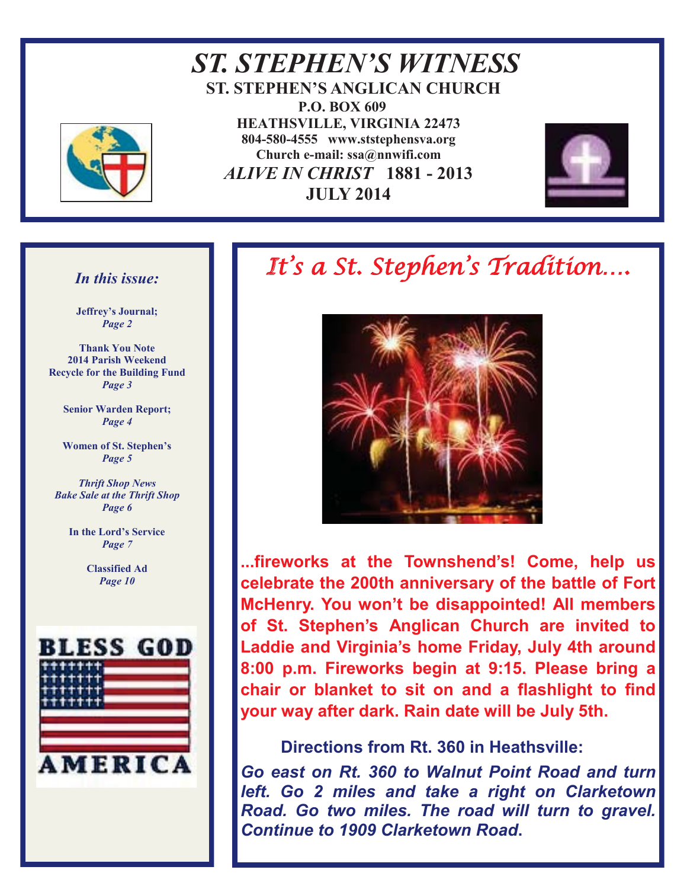# ST. STEPHEN'S WITNESS

**ST. STEPHEN'S ANGLICAN CHURCH**

**P.O. BOX 609**

**HEATHSVILLE, VIRGINIA 22473**

**804-580-4555 www.ststephensva.org**

**Church e-mail: ssa@nnwifi.com**

***ALIVE IN CHRIST*** **1881 - 2013**

**JULY 2014**

## *In this issue:*

**Jeffrey's Journal;**
***Page 2***

**Thank You Note**
**2014 Parish Weekend**
**Recycle for the Building Fund**
***Page 3***

**Senior Warden Report;**
***Page 4***

**Women of St. Stephen's**
***Page 5***

***Thrift Shop News***
***Bake Sale at the Thrift Shop***
***Page 6***

**In the Lord's Service**
***Page 7***

**Classified Ad**
***Page 10***

BLESS GOD AMERICA

## *It's a St. Stephen's Tradition….*

**...fireworks at the Townshend's! Come, help us celebrate the 200th anniversary of the battle of Fort McHenry. You won't be disappointed! All members of St. Stephen's Anglican Church are invited to Laddie and Virginia's home Friday, July 4th around 8:00 p.m. Fireworks begin at 9:15. Please bring a chair or blanket to sit on and a flashlight to find your way after dark. Rain date will be July 5th.**

**Directions from Rt. 360 in Heathsville:**

***Go east on Rt. 360 to Walnut Point Road and turn left. Go 2 miles and take a right on Clarketown Road. Go two miles. The road will turn to gravel. Continue to 1909 Clarketown Road.***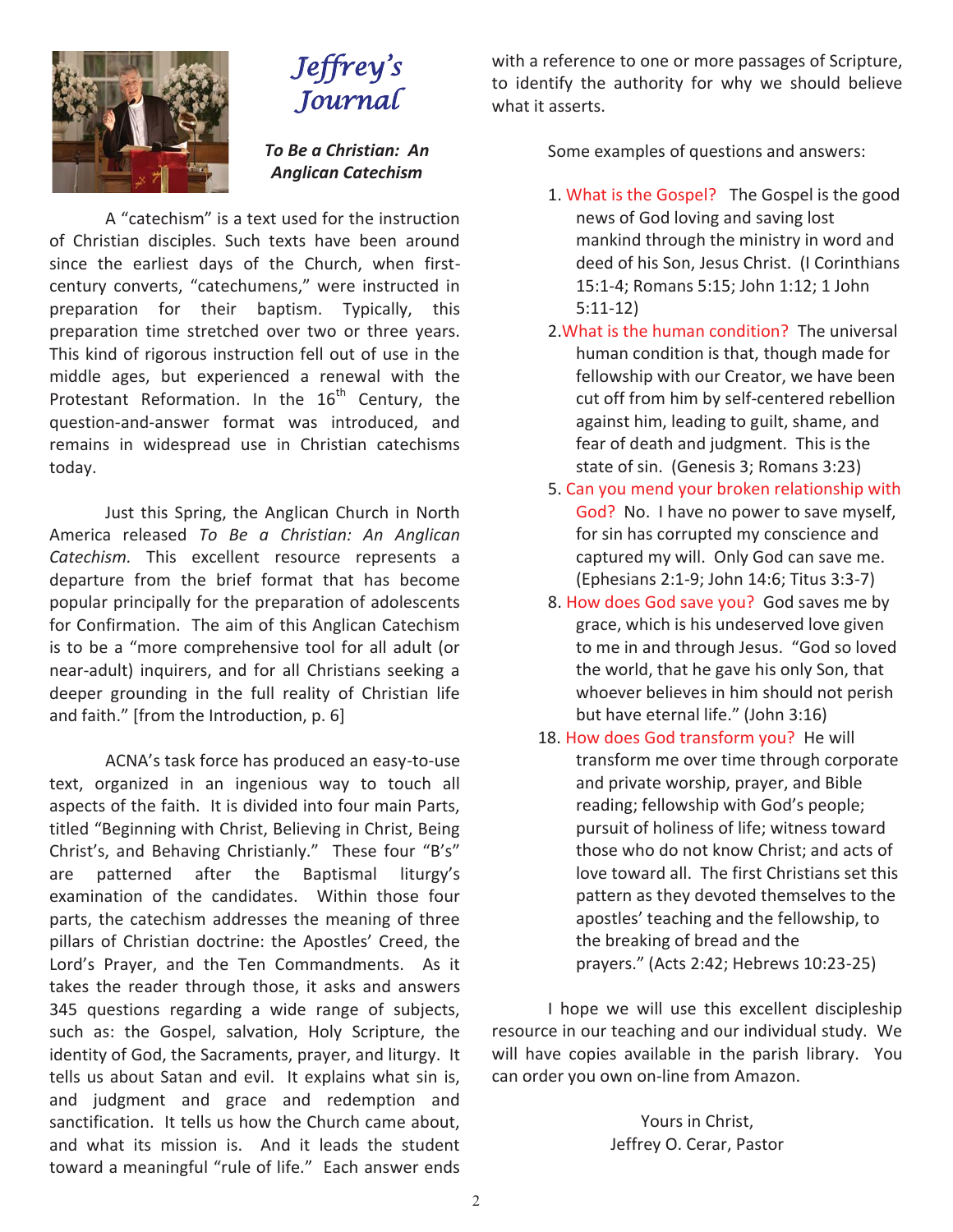# Jeffrey's Journal

### *To Be a Christian: An Anglican Catechism*

A "catechism" is a text used for the instruction of Christian disciples. Such texts have been around since the earliest days of the Church, when first-century converts, "catechumens," were instructed in preparation for their baptism. Typically, this preparation time stretched over two or three years. This kind of rigorous instruction fell out of use in the middle ages, but experienced a renewal with the Protestant Reformation. In the 16th Century, the question-and-answer format was introduced, and remains in widespread use in Christian catechisms today.

Just this Spring, the Anglican Church in North America released *To Be a Christian: An Anglican Catechism.* This excellent resource represents a departure from the brief format that has become popular principally for the preparation of adolescents for Confirmation. The aim of this Anglican Catechism is to be a "more comprehensive tool for all adult (or near-adult) inquirers, and for all Christians seeking a deeper grounding in the full reality of Christian life and faith." [from the Introduction, p. 6]

ACNA's task force has produced an easy-to-use text, organized in an ingenious way to touch all aspects of the faith. It is divided into four main Parts, titled "Beginning with Christ, Believing in Christ, Being Christ's, and Behaving Christianly." These four "B's" are patterned after the Baptismal liturgy's examination of the candidates. Within those four parts, the catechism addresses the meaning of three pillars of Christian doctrine: the Apostles' Creed, the Lord's Prayer, and the Ten Commandments. As it takes the reader through those, it asks and answers 345 questions regarding a wide range of subjects, such as: the Gospel, salvation, Holy Scripture, the identity of God, the Sacraments, prayer, and liturgy. It tells us about Satan and evil. It explains what sin is, and judgment and grace and redemption and sanctification. It tells us how the Church came about, and what its mission is. And it leads the student toward a meaningful "rule of life." Each answer ends with a reference to one or more passages of Scripture, to identify the authority for why we should believe what it asserts.

Some examples of questions and answers:

1. What is the Gospel? The Gospel is the good news of God loving and saving lost mankind through the ministry in word and deed of his Son, Jesus Christ. (I Corinthians 15:1-4; Romans 5:15; John 1:12; 1 John 5:11-12)
2. What is the human condition? The universal human condition is that, though made for fellowship with our Creator, we have been cut off from him by self-centered rebellion against him, leading to guilt, shame, and fear of death and judgment. This is the state of sin. (Genesis 3; Romans 3:23)
5. Can you mend your broken relationship with God? No. I have no power to save myself, for sin has corrupted my conscience and captured my will. Only God can save me. (Ephesians 2:1-9; John 14:6; Titus 3:3-7)
8. How does God save you? God saves me by grace, which is his undeserved love given to me in and through Jesus. "God so loved the world, that he gave his only Son, that whoever believes in him should not perish but have eternal life." (John 3:16)
18. How does God transform you? He will transform me over time through corporate and private worship, prayer, and Bible reading; fellowship with God's people; pursuit of holiness of life; witness toward those who do not know Christ; and acts of love toward all. The first Christians set this pattern as they devoted themselves to the apostles' teaching and the fellowship, to the breaking of bread and the prayers." (Acts 2:42; Hebrews 10:23-25)

I hope we will use this excellent discipleship resource in our teaching and our individual study. We will have copies available in the parish library. You can order you own on-line from Amazon.

Yours in Christ,
Jeffrey O. Cerar, Pastor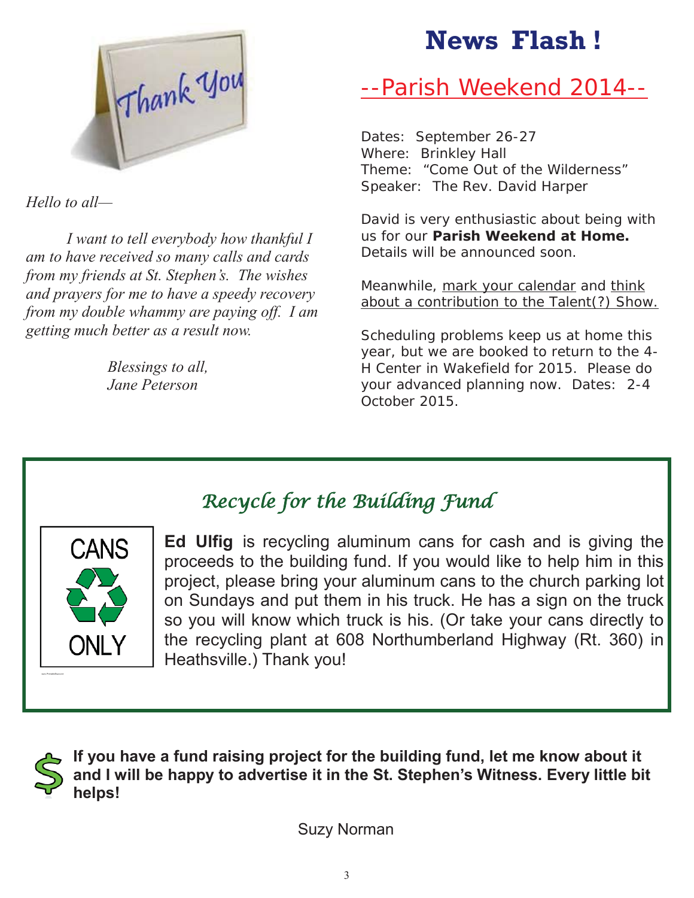*Hello to all—*

*I want to tell everybody how thankful I am to have received so many calls and cards from my friends at St. Stephen's. The wishes and prayers for me to have a speedy recovery from my double whammy are paying off. I am getting much better as a result now.*

*Blessings to all,*
*Jane Peterson*

# News Flash !

## --Parish Weekend 2014--

Dates: September 26-27
Where: Brinkley Hall
Theme: "Come Out of the Wilderness"
Speaker: The Rev. David Harper

David is very enthusiastic about being with us for our **Parish Weekend at Home.** Details will be announced soon.

Meanwhile, mark your calendar and think about a contribution to the Talent(?) Show.

Scheduling problems keep us at home this year, but we are booked to return to the 4-H Center in Wakefield for 2015. Please do your advanced planning now. Dates: 2-4 October 2015.

## *Recycle for the Building Fund*

**Ed Ulfig** is recycling aluminum cans for cash and is giving the proceeds to the building fund. If you would like to help him in this project, please bring your aluminum cans to the church parking lot on Sundays and put them in his truck. He has a sign on the truck so you will know which truck is his. (Or take your cans directly to the recycling plant at 608 Northumberland Highway (Rt. 360) in Heathsville.) Thank you!

**If you have a fund raising project for the building fund, let me know about it and I will be happy to advertise it in the St. Stephen's Witness. Every little bit helps!**

Suzy Norman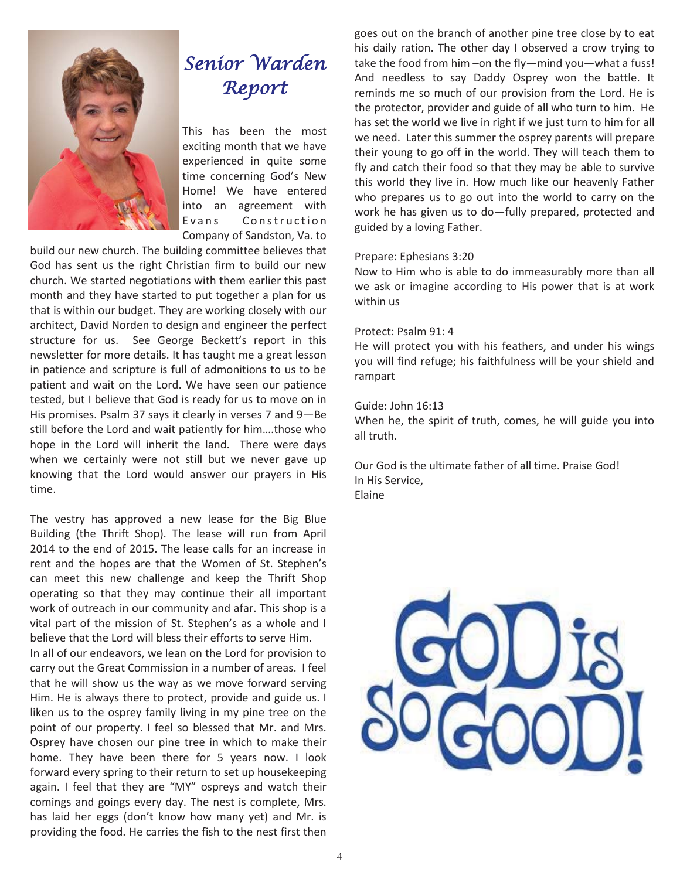# *Senior Warden Report*

This has been the most exciting month that we have experienced in quite some time concerning God's New Home! We have entered into an agreement with Evans Construction Company of Sandston, Va. to build our new church. The building committee believes that God has sent us the right Christian firm to build our new church. We started negotiations with them earlier this past month and they have started to put together a plan for us that is within our budget. They are working closely with our architect, David Norden to design and engineer the perfect structure for us. See George Beckett's report in this newsletter for more details. It has taught me a great lesson in patience and scripture is full of admonitions to us to be patient and wait on the Lord. We have seen our patience tested, but I believe that God is ready for us to move on in His promises. Psalm 37 says it clearly in verses 7 and 9—Be still before the Lord and wait patiently for him….those who hope in the Lord will inherit the land. There were days when we certainly were not still but we never gave up knowing that the Lord would answer our prayers in His time.

The vestry has approved a new lease for the Big Blue Building (the Thrift Shop). The lease will run from April 2014 to the end of 2015. The lease calls for an increase in rent and the hopes are that the Women of St. Stephen's can meet this new challenge and keep the Thrift Shop operating so that they may continue their all important work of outreach in our community and afar. This shop is a vital part of the mission of St. Stephen's as a whole and I believe that the Lord will bless their efforts to serve Him.

In all of our endeavors, we lean on the Lord for provision to carry out the Great Commission in a number of areas. I feel that he will show us the way as we move forward serving Him. He is always there to protect, provide and guide us. I liken us to the osprey family living in my pine tree on the point of our property. I feel so blessed that Mr. and Mrs. Osprey have chosen our pine tree in which to make their home. They have been there for 5 years now. I look forward every spring to their return to set up housekeeping again. I feel that they are "MY" ospreys and watch their comings and goings every day. The nest is complete, Mrs. has laid her eggs (don't know how many yet) and Mr. is providing the food. He carries the fish to the nest first then goes out on the branch of another pine tree close by to eat his daily ration. The other day I observed a crow trying to take the food from him –on the fly—mind you—what a fuss! And needless to say Daddy Osprey won the battle. It reminds me so much of our provision from the Lord. He is the protector, provider and guide of all who turn to him. He has set the world we live in right if we just turn to him for all we need. Later this summer the osprey parents will prepare their young to go off in the world. They will teach them to fly and catch their food so that they may be able to survive this world they live in. How much like our heavenly Father who prepares us to go out into the world to carry on the work he has given us to do—fully prepared, protected and guided by a loving Father.

Prepare: Ephesians 3:20
Now to Him who is able to do immeasurably more than all we ask or imagine according to His power that is at work within us

Protect: Psalm 91: 4
He will protect you with his feathers, and under his wings you will find refuge; his faithfulness will be your shield and rampart

Guide: John 16:13
When he, the spirit of truth, comes, he will guide you into all truth.

Our God is the ultimate father of all time. Praise God!
In His Service,
Elaine

GOD is SO GOOD!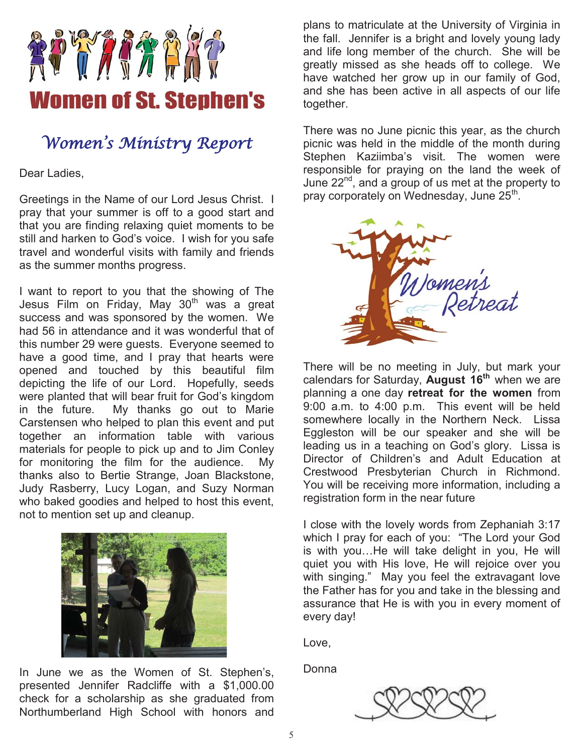# Women of St. Stephen's

## *Women's Ministry Report*

Dear Ladies,

Greetings in the Name of our Lord Jesus Christ. I pray that your summer is off to a good start and that you are finding relaxing quiet moments to be still and harken to God's voice. I wish for you safe travel and wonderful visits with family and friends as the summer months progress.

I want to report to you that the showing of The Jesus Film on Friday, May 30th was a great success and was sponsored by the women. We had 56 in attendance and it was wonderful that of this number 29 were guests. Everyone seemed to have a good time, and I pray that hearts were opened and touched by this beautiful film depicting the life of our Lord. Hopefully, seeds were planted that will bear fruit for God's kingdom in the future. My thanks go out to Marie Carstensen who helped to plan this event and put together an information table with various materials for people to pick up and to Jim Conley for monitoring the film for the audience. My thanks also to Bertie Strange, Joan Blackstone, Judy Rasberry, Lucy Logan, and Suzy Norman who baked goodies and helped to host this event, not to mention set up and cleanup.

In June we as the Women of St. Stephen's, presented Jennifer Radcliffe with a $1,000.00 check for a scholarship as she graduated from Northumberland High School with honors and plans to matriculate at the University of Virginia in the fall. Jennifer is a bright and lovely young lady and life long member of the church. She will be greatly missed as she heads off to college. We have watched her grow up in our family of God, and she has been active in all aspects of our life together.

There was no June picnic this year, as the church picnic was held in the middle of the month during Stephen Kaziimba's visit. The women were responsible for praying on the land the week of June 22nd, and a group of us met at the property to pray corporately on Wednesday, June 25th.

Women's Retreat

There will be no meeting in July, but mark your calendars for Saturday, **August 16th** when we are planning a one day **retreat for the women** from 9:00 a.m. to 4:00 p.m. This event will be held somewhere locally in the Northern Neck. Lissa Eggleston will be our speaker and she will be leading us in a teaching on God's glory. Lissa is Director of Children's and Adult Education at Crestwood Presbyterian Church in Richmond. You will be receiving more information, including a registration form in the near future

I close with the lovely words from Zephaniah 3:17 which I pray for each of you: "The Lord your God is with you…He will take delight in you, He will quiet you with His love, He will rejoice over you with singing." May you feel the extravagant love the Father has for you and take in the blessing and assurance that He is with you in every moment of every day!

Love,

Donna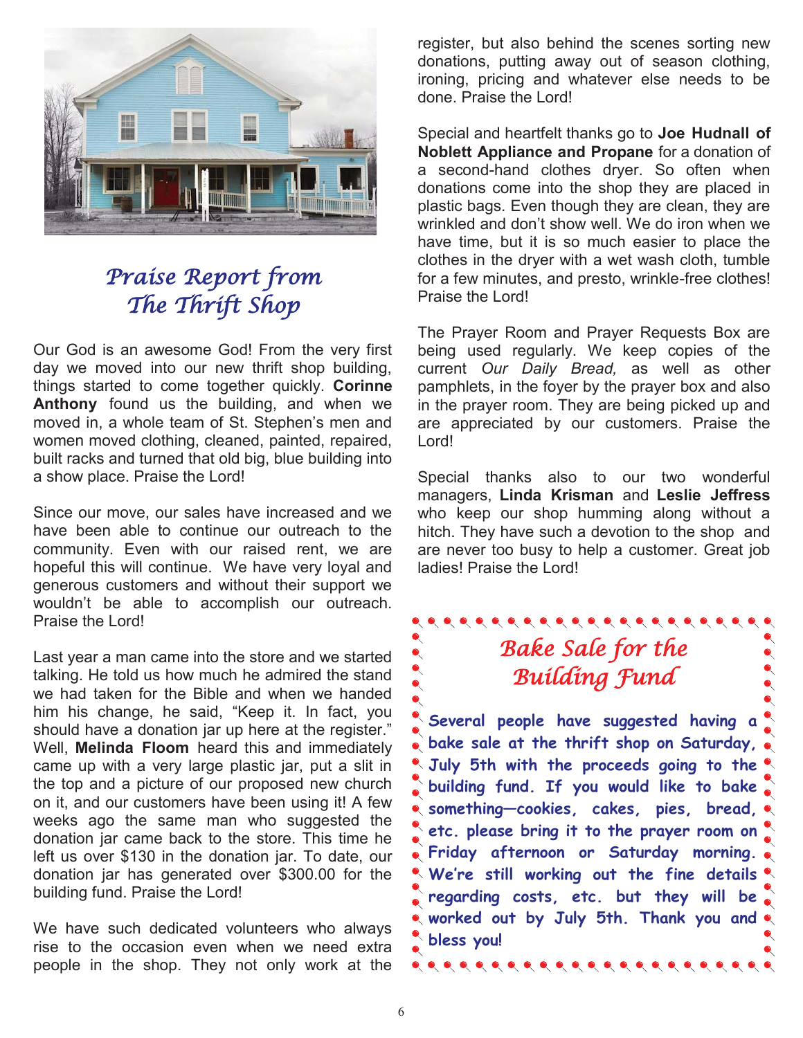## *Praise Report from The Thrift Shop*

Our God is an awesome God! From the very first day we moved into our new thrift shop building, things started to come together quickly. **Corinne Anthony** found us the building, and when we moved in, a whole team of St. Stephen's men and women moved clothing, cleaned, painted, repaired, built racks and turned that old big, blue building into a show place. Praise the Lord!

Since our move, our sales have increased and we have been able to continue our outreach to the community. Even with our raised rent, we are hopeful this will continue. We have very loyal and generous customers and without their support we wouldn't be able to accomplish our outreach. Praise the Lord!

Last year a man came into the store and we started talking. He told us how much he admired the stand we had taken for the Bible and when we handed him his change, he said, "Keep it. In fact, you should have a donation jar up here at the register." Well, **Melinda Floom** heard this and immediately came up with a very large plastic jar, put a slit in the top and a picture of our proposed new church on it, and our customers have been using it! A few weeks ago the same man who suggested the donation jar came back to the store. This time he left us over $130 in the donation jar. To date, our donation jar has generated over $300.00 for the building fund. Praise the Lord!

We have such dedicated volunteers who always rise to the occasion even when we need extra people in the shop. They not only work at the register, but also behind the scenes sorting new donations, putting away out of season clothing, ironing, pricing and whatever else needs to be done. Praise the Lord!

Special and heartfelt thanks go to **Joe Hudnall of Noblett Appliance and Propane** for a donation of a second-hand clothes dryer. So often when donations come into the shop they are placed in plastic bags. Even though they are clean, they are wrinkled and don't show well. We do iron when we have time, but it is so much easier to place the clothes in the dryer with a wet wash cloth, tumble for a few minutes, and presto, wrinkle-free clothes! Praise the Lord!

The Prayer Room and Prayer Requests Box are being used regularly. We keep copies of the current *Our Daily Bread,* as well as other pamphlets, in the foyer by the prayer box and also in the prayer room. They are being picked up and are appreciated by our customers. Praise the Lord!

Special thanks also to our two wonderful managers, **Linda Krisman** and **Leslie Jeffress** who keep our shop humming along without a hitch. They have such a devotion to the shop and are never too busy to help a customer. Great job ladies! Praise the Lord!

## *Bake Sale for the Building Fund*

**Several people have suggested having a bake sale at the thrift shop on Saturday, July 5th with the proceeds going to the building fund. If you would like to bake something—cookies, cakes, pies, bread, etc. please bring it to the prayer room on Friday afternoon or Saturday morning. We're still working out the fine details regarding costs, etc. but they will be worked out by July 5th. Thank you and bless you!**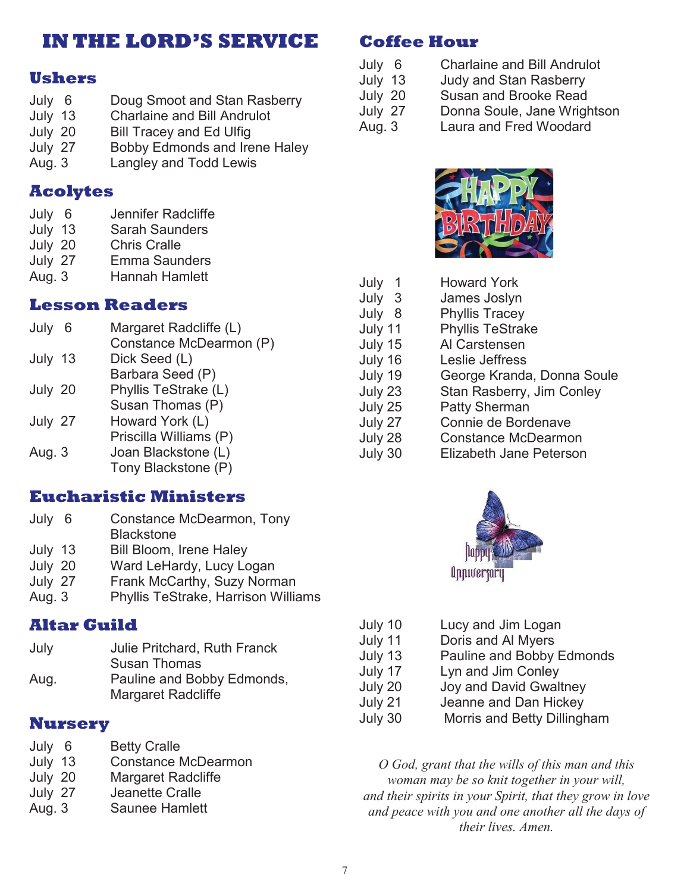# IN THE LORD'S SERVICE

## Ushers

| | |
|---|---|
| July 6 | Doug Smoot and Stan Rasberry |
| July 13 | Charlaine and Bill Andrulot |
| July 20 | Bill Tracey and Ed Ulfig |
| July 27 | Bobby Edmonds and Irene Haley |
| Aug. 3 | Langley and Todd Lewis |

## Acolytes

| | |
|---|---|
| July 6 | Jennifer Radcliffe |
| July 13 | Sarah Saunders |
| July 20 | Chris Cralle |
| July 27 | Emma Saunders |
| Aug. 3 | Hannah Hamlett |

## Lesson Readers

| | |
|---|---|
| July 6 | Margaret Radcliffe (L)<br>Constance McDearmon (P) |
| July 13 | Dick Seed (L)<br>Barbara Seed (P) |
| July 20 | Phyllis TeStrake (L)<br>Susan Thomas (P) |
| July 27 | Howard York (L)<br>Priscilla Williams (P) |
| Aug. 3 | Joan Blackstone (L)<br>Tony Blackstone (P) |

## Eucharistic Ministers

| | |
|---|---|
| July 6 | Constance McDearmon, Tony Blackstone |
| July 13 | Bill Bloom, Irene Haley |
| July 20 | Ward LeHardy, Lucy Logan |
| July 27 | Frank McCarthy, Suzy Norman |
| Aug. 3 | Phyllis TeStrake, Harrison Williams |

## Altar Guild

| | |
|---|---|
| July | Julie Pritchard, Ruth Franck<br>Susan Thomas |
| Aug. | Pauline and Bobby Edmonds,<br>Margaret Radcliffe |

## Nursery

| | |
|---|---|
| July 6 | Betty Cralle |
| July 13 | Constance McDearmon |
| July 20 | Margaret Radcliffe |
| July 27 | Jeanette Cralle |
| Aug. 3 | Saunee Hamlett |

## Coffee Hour

| | |
|---|---|
| July 6 | Charlaine and Bill Andrulot |
| July 13 | Judy and Stan Rasberry |
| July 20 | Susan and Brooke Read |
| July 27 | Donna Soule, Jane Wrightson |
| Aug. 3 | Laura and Fred Woodard |

## Happy Birthday

| | |
|---|---|
| July 1 | Howard York |
| July 3 | James Joslyn |
| July 8 | Phyllis Tracey |
| July 11 | Phyllis TeStrake |
| July 15 | Al Carstensen |
| July 16 | Leslie Jeffress |
| July 19 | George Kranda, Donna Soule |
| July 23 | Stan Rasberry, Jim Conley |
| July 25 | Patty Sherman |
| July 27 | Connie de Bordenave |
| July 28 | Constance McDearmon |
| July 30 | Elizabeth Jane Peterson |

## Happy Anniversary

| | |
|---|---|
| July 10 | Lucy and Jim Logan |
| July 11 | Doris and Al Myers |
| July 13 | Pauline and Bobby Edmonds |
| July 17 | Lyn and Jim Conley |
| July 20 | Joy and David Gwaltney |
| July 21 | Jeanne and Dan Hickey |
| July 30 | Morris and Betty Dillingham |

*O God, grant that the wills of this man and this woman may be so knit together in your will, and their spirits in your Spirit, that they grow in love and peace with you and one another all the days of their lives. Amen.*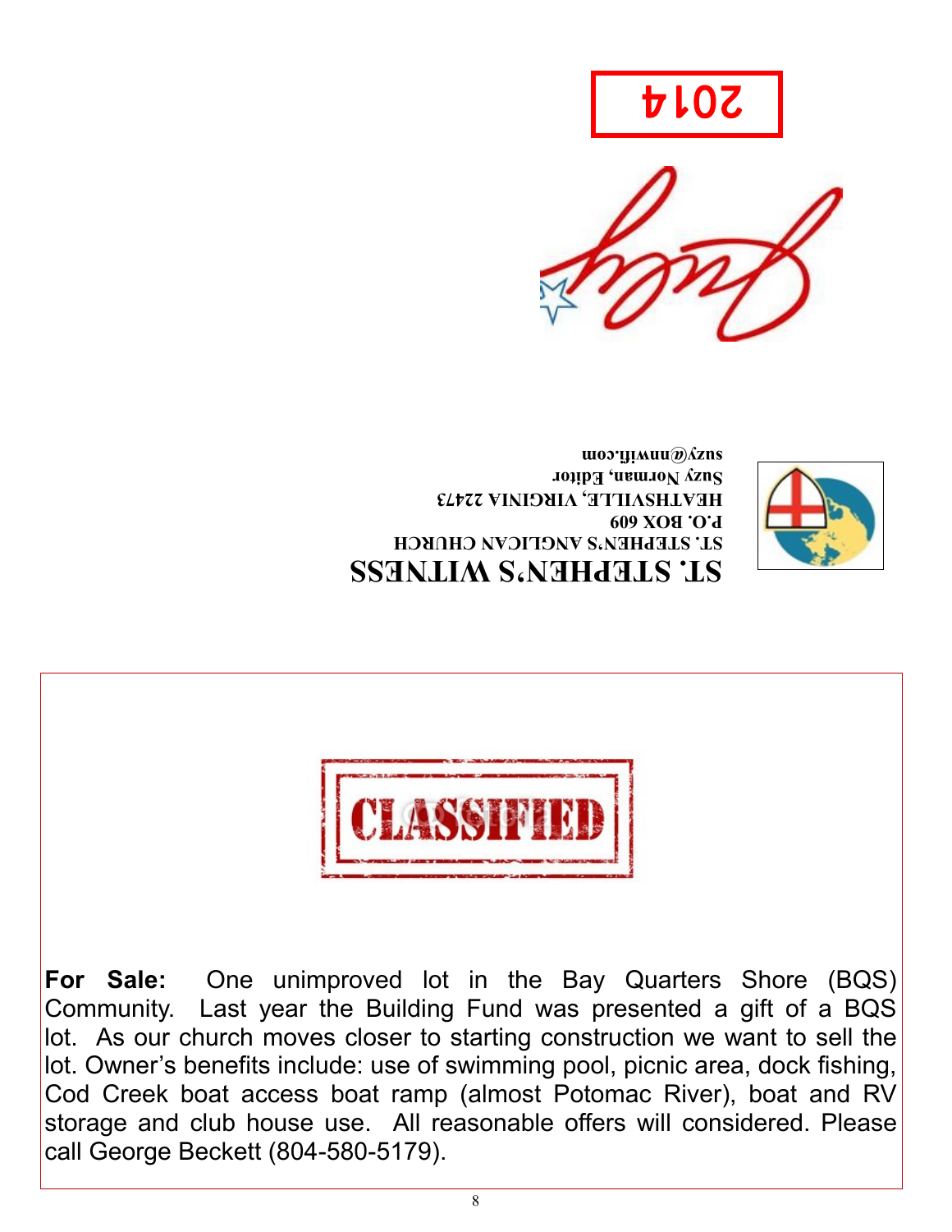2014

July

# ST. STEPHEN'S WITNESS

**ST. STEPHEN'S ANGLICAN CHURCH**
**P.O. BOX 609**
**HEATHSVILLE, VIRGINIA 22473**
**Suzy Norman, Editor**
**suzy@nnwifi.com**

CLASSIFIED

**For Sale:** One unimproved lot in the Bay Quarters Shore (BQS) Community. Last year the Building Fund was presented a gift of a BQS lot. As our church moves closer to starting construction we want to sell the lot. Owner's benefits include: use of swimming pool, picnic area, dock fishing, Cod Creek boat access boat ramp (almost Potomac River), boat and RV storage and club house use. All reasonable offers will considered. Please call George Beckett (804-580-5179).